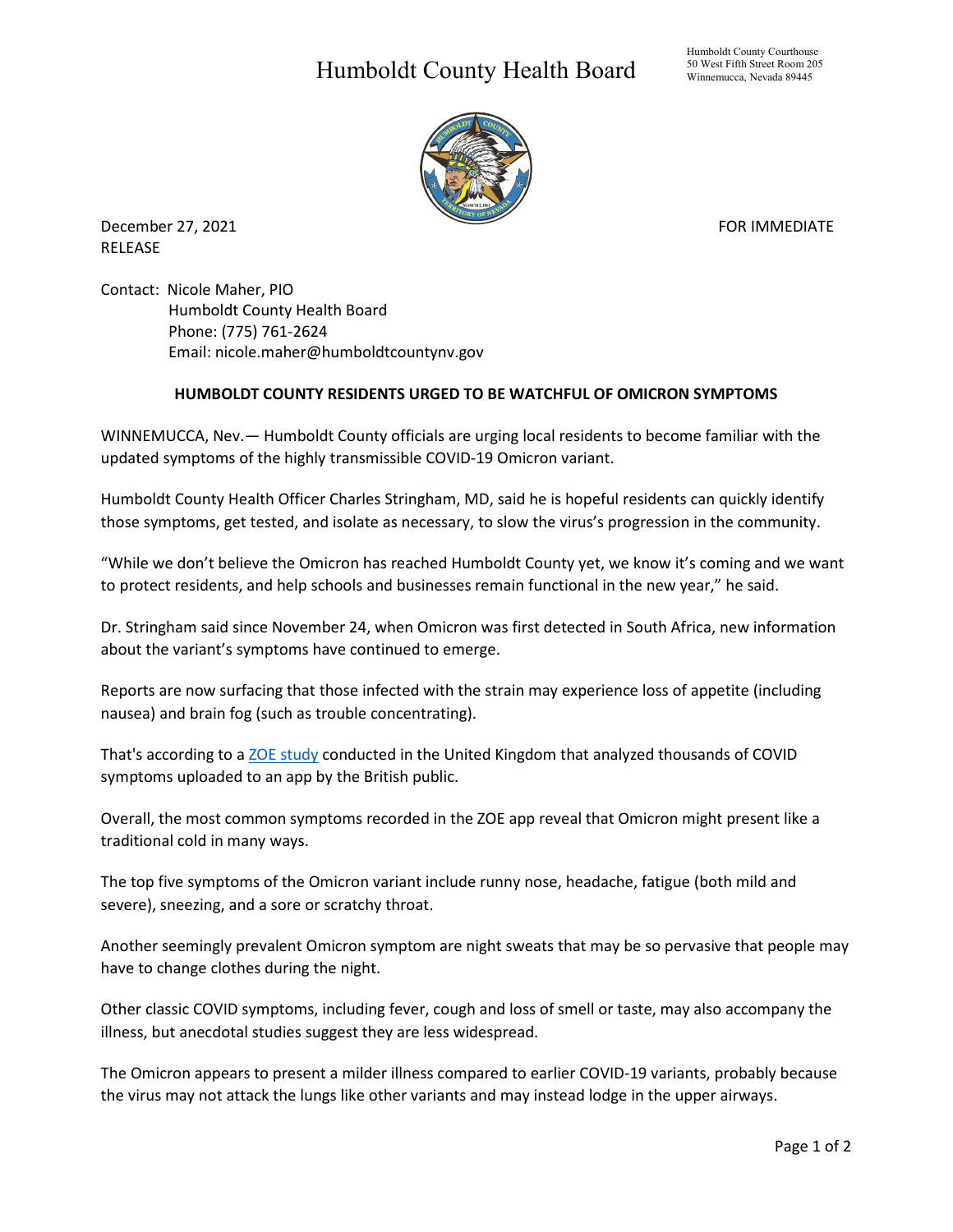# Humboldt County Health Board

Humboldt County Courthouse
50 West Fifth Street Room 205
Winnemucca, Nevada 89445

December 27, 2021 FOR IMMEDIATE RELEASE

Contact: Nicole Maher, PIO
Humboldt County Health Board
Phone: (775) 761-2624
Email: nicole.maher@humboldtcountynv.gov

**HUMBOLDT COUNTY RESIDENTS URGED TO BE WATCHFUL OF OMICRON SYMPTOMS**

WINNEMUCCA, Nev.— Humboldt County officials are urging local residents to become familiar with the updated symptoms of the highly transmissible COVID-19 Omicron variant.

Humboldt County Health Officer Charles Stringham, MD, said he is hopeful residents can quickly identify those symptoms, get tested, and isolate as necessary, to slow the virus's progression in the community.

"While we don't believe the Omicron has reached Humboldt County yet, we know it's coming and we want to protect residents, and help schools and businesses remain functional in the new year," he said.

Dr. Stringham said since November 24, when Omicron was first detected in South Africa, new information about the variant's symptoms have continued to emerge.

Reports are now surfacing that those infected with the strain may experience loss of appetite (including nausea) and brain fog (such as trouble concentrating).

That's according to a ZOE study conducted in the United Kingdom that analyzed thousands of COVID symptoms uploaded to an app by the British public.

Overall, the most common symptoms recorded in the ZOE app reveal that Omicron might present like a traditional cold in many ways.

The top five symptoms of the Omicron variant include runny nose, headache, fatigue (both mild and severe), sneezing, and a sore or scratchy throat.

Another seemingly prevalent Omicron symptom are night sweats that may be so pervasive that people may have to change clothes during the night.

Other classic COVID symptoms, including fever, cough and loss of smell or taste, may also accompany the illness, but anecdotal studies suggest they are less widespread.

The Omicron appears to present a milder illness compared to earlier COVID-19 variants, probably because the virus may not attack the lungs like other variants and may instead lodge in the upper airways.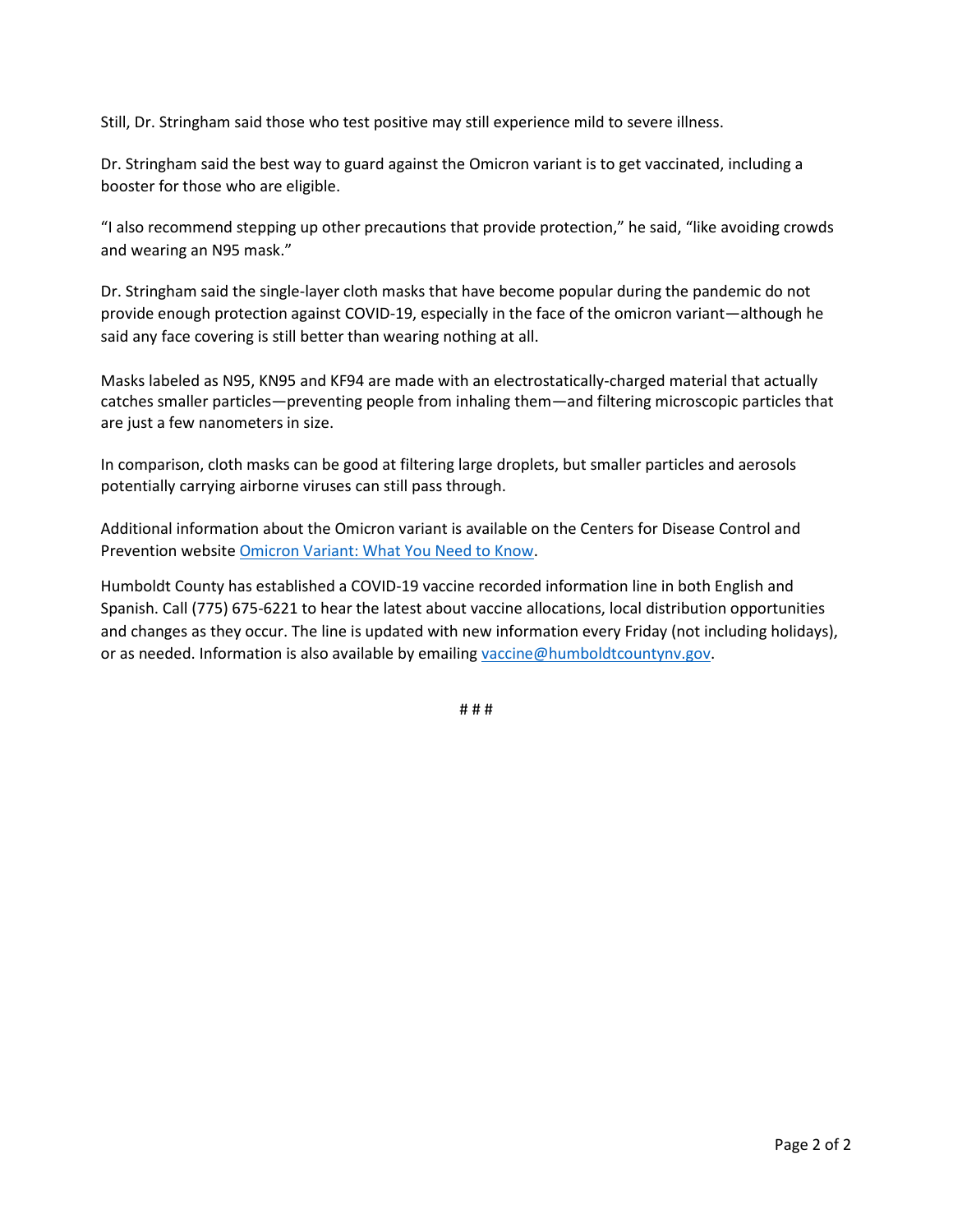Still, Dr. Stringham said those who test positive may still experience mild to severe illness.

Dr. Stringham said the best way to guard against the Omicron variant is to get vaccinated, including a booster for those who are eligible.

"I also recommend stepping up other precautions that provide protection," he said, "like avoiding crowds and wearing an N95 mask."

Dr. Stringham said the single-layer cloth masks that have become popular during the pandemic do not provide enough protection against COVID-19, especially in the face of the omicron variant—although he said any face covering is still better than wearing nothing at all.

Masks labeled as N95, KN95 and KF94 are made with an electrostatically-charged material that actually catches smaller particles—preventing people from inhaling them—and filtering microscopic particles that are just a few nanometers in size.

In comparison, cloth masks can be good at filtering large droplets, but smaller particles and aerosols potentially carrying airborne viruses can still pass through.

Additional information about the Omicron variant is available on the Centers for Disease Control and Prevention website Omicron Variant: What You Need to Know.

Humboldt County has established a COVID-19 vaccine recorded information line in both English and Spanish. Call (775) 675-6221 to hear the latest about vaccine allocations, local distribution opportunities and changes as they occur. The line is updated with new information every Friday (not including holidays), or as needed. Information is also available by emailing vaccine@humboldtcountynv.gov.

# # #